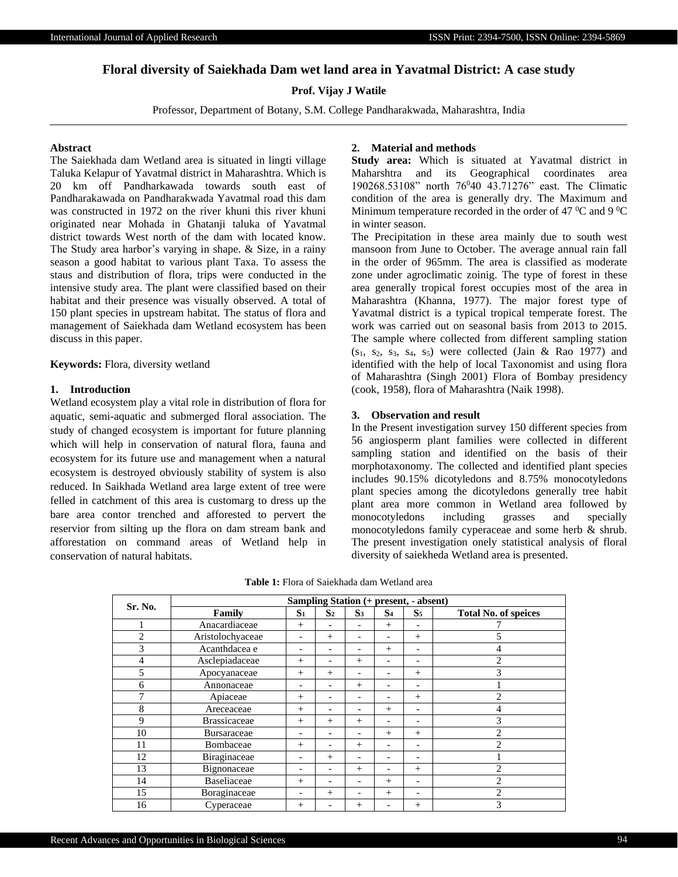# Floral diversity of Saiekhada Dam wet land area in Yavatmal District: A case study

**Prof. Vijay J Watile**

Professor, Department of Botany, S.M. College Pandharakwada, Maharashtra, India

---

**Abstract**

The Saiekhada dam Wetland area is situated in lingti village Taluka Kelapur of Yavatmal district in Maharashtra. Which is 20 km off Pandharkawada towards south east of Pandharakawada on Pandharakwada Yavatmal road this dam was constructed in 1972 on the river khuni this river khuni originated near Mohada in Ghatanji taluka of Yavatmal district towards West north of the dam with located know. The Study area harbor's varying in shape. & Size, in a rainy season a good habitat to various plant Taxa. To assess the staus and distribution of flora, trips were conducted in the intensive study area. The plant were classified based on their habitat and their presence was visually observed. A total of 150 plant species in upstream habitat. The status of flora and management of Saiekhada dam Wetland ecosystem has been discuss in this paper.

**Keywords:** Flora, diversity wetland

## 1. Introduction

Wetland ecosystem play a vital role in distribution of flora for aquatic, semi-aquatic and submerged floral association. The study of changed ecosystem is important for future planning which will help in conservation of natural flora, fauna and ecosystem for its future use and management when a natural ecosystem is destroyed obviously stability of system is also reduced. In Saikhada Wetland area large extent of tree were felled in catchment of this area is customarg to dress up the bare area contor trenched and afforested to pervert the reservior from silting up the flora on dam stream bank and afforestation on command areas of Wetland help in conservation of natural habitats.

## 2. Material and methods

**Study area:** Which is situated at Yavatmal district in Maharshtra and its Geographical coordinates area 190268.53108" north 76$^0$40 43.71276" east. The Climatic condition of the area is generally dry. The Maximum and Minimum temperature recorded in the order of 47 $^0$C and 9 $^0$C in winter season.

The Precipitation in these area mainly due to south west mansoon from June to October. The average annual rain fall in the order of 965mm. The area is classified as moderate zone under agroclimatic zoinig. The type of forest in these area generally tropical forest occupies most of the area in Maharashtra (Khanna, 1977). The major forest type of Yavatmal district is a typical tropical temperate forest. The work was carried out on seasonal basis from 2013 to 2015. The sample where collected from different sampling station ($s_1$, $s_2$, $s_3$, $s_4$, $s_5$) were collected (Jain & Rao 1977) and identified with the help of local Taxonomist and using flora of Maharashtra (Singh 2001) Flora of Bombay presidency (cook, 1958), flora of Maharashtra (Naik 1998).

## 3. Observation and result

In the Present investigation survey 150 different species from 56 angiosperm plant families were collected in different sampling station and identified on the basis of their morphotaxonomy. The collected and identified plant species includes 90.15% dicotyledons and 8.75% monocotyledons plant species among the dicotyledons generally tree habit plant area more common in Wetland area followed by monocotyledons including grasses and specially monocotyledons family cyperaceae and some herb & shrub. The present investigation onely statistical analysis of floral diversity of saiekheda Wetland area is presented.

**Table 1:** Flora of Saiekhada dam Wetland area

| Sr. No. | Sampling Station (+ present, - absent) | | | | | | |
|---|---|---|---|---|---|---|---|
| | Family | $S_1$ | $S_2$ | $S_3$ | $S_4$ | $S_5$ | Total No. of speices |
| 1 | Anacardiaceae | + | - | - | + | - | 7 |
| 2 | Aristolochyaceae | - | + | - | - | + | 5 |
| 3 | Acanthdacea e | - | - | - | + | - | 4 |
| 4 | Asclepiadaceae | + | - | + | - | - | 2 |
| 5 | Apocyanaceae | + | + | - | - | + | 3 |
| 6 | Annonaceae | - | - | + | - | - | 1 |
| 7 | Apiaceae | + | - | - | - | + | 2 |
| 8 | Areceaceae | + | - | - | + | - | 4 |
| 9 | Brassicaceae | + | + | + | - | - | 3 |
| 10 | Bursaraceae | - | - | - | + | + | 2 |
| 11 | Bombaceae | + | - | + | - | - | 2 |
| 12 | Biraginaceae | - | + | - | - | - | 1 |
| 13 | Bignonaceae | - | - | + | - | + | 2 |
| 14 | Baseliaceae | + | - | - | + | - | 2 |
| 15 | Boraginaceae | - | + | - | + | - | 2 |
| 16 | Cyperaceae | + | - | + | - | + | 3 |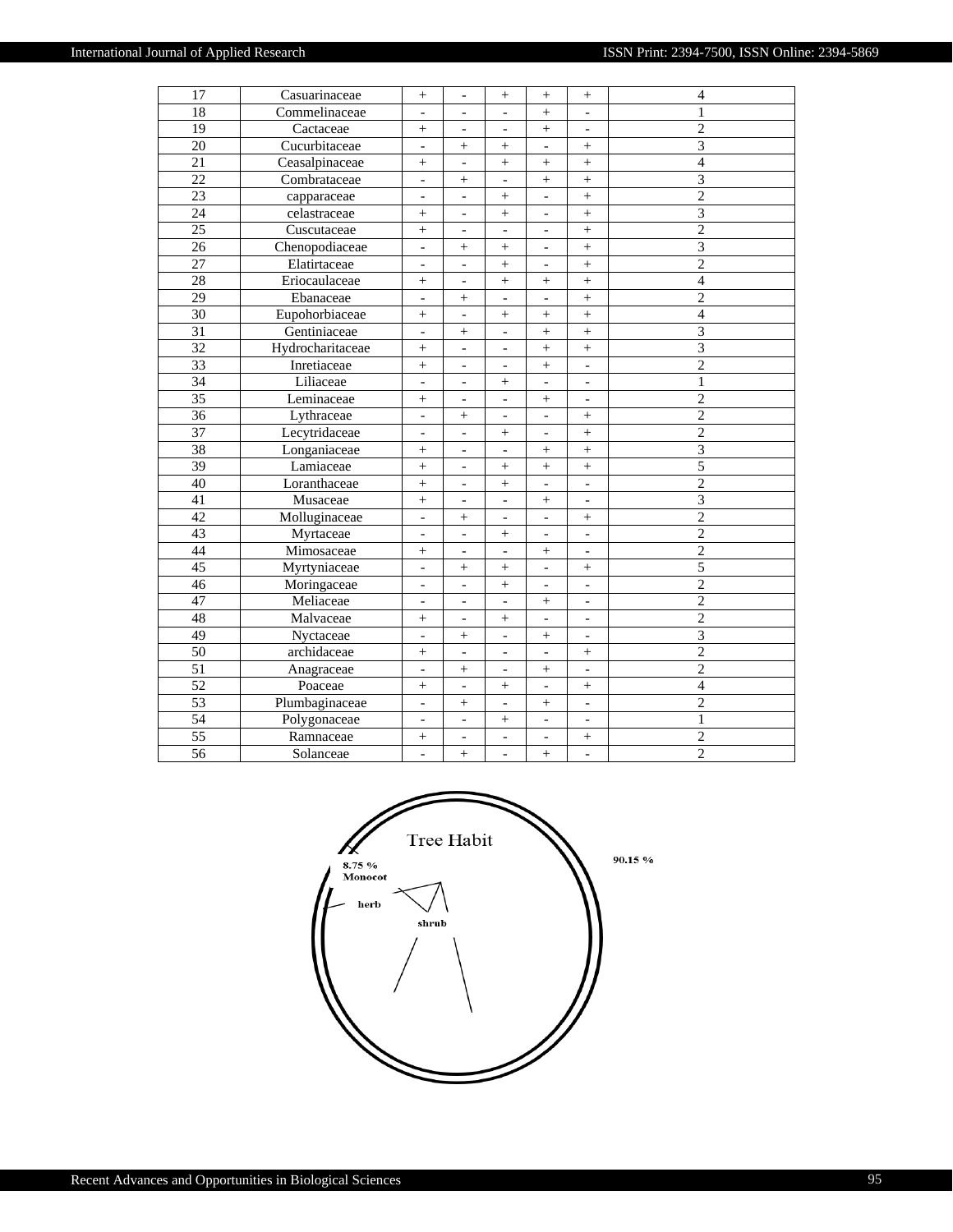| 17 | Casuarinaceae | + | - | + | + | + | 4 |
|---|---|---|---|---|---|---|---|
| 18 | Commelinaceae | - | - | - | + | - | 1 |
| 19 | Cactaceae | + | - | - | + | - | 2 |
| 20 | Cucurbitaceae | - | + | + | - | + | 3 |
| 21 | Ceasalpinaceae | + | - | + | + | + | 4 |
| 22 | Combrataceae | - | + | - | + | + | 3 |
| 23 | capparaceae | - | - | + | - | + | 2 |
| 24 | celastraceae | + | - | + | - | + | 3 |
| 25 | Cuscutaceae | + | - | - | - | + | 2 |
| 26 | Chenopodiaceae | - | + | + | - | + | 3 |
| 27 | Elatirtaceae | - | - | + | - | + | 2 |
| 28 | Eriocaulaceae | + | - | + | + | + | 4 |
| 29 | Ebanaceae | - | + | - | - | + | 2 |
| 30 | Eupohorbiaceae | + | - | + | + | + | 4 |
| 31 | Gentiniaceae | - | + | - | + | + | 3 |
| 32 | Hydrocharitaceae | + | - | - | + | + | 3 |
| 33 | Inretiaceae | + | - | - | + | - | 2 |
| 34 | Liliaceae | - | - | + | - | - | 1 |
| 35 | Leminaceae | + | - | - | + | - | 2 |
| 36 | Lythraceae | - | + | - | - | + | 2 |
| 37 | Lecytridaceae | - | - | + | - | + | 2 |
| 38 | Longaniaceae | + | - | - | + | + | 3 |
| 39 | Lamiaceae | + | - | + | + | + | 5 |
| 40 | Loranthaceae | + | - | + | - | - | 2 |
| 41 | Musaceae | + | - | - | + | - | 3 |
| 42 | Molluginaceae | - | + | - | - | + | 2 |
| 43 | Myrtaceae | - | - | + | - | - | 2 |
| 44 | Mimosaceae | + | - | - | + | - | 2 |
| 45 | Myrtyniaceae | - | + | + | - | + | 5 |
| 46 | Moringaceae | - | - | + | - | - | 2 |
| 47 | Meliaceae | - | - | - | + | - | 2 |
| 48 | Malvaceae | + | - | + | - | - | 2 |
| 49 | Nyctaceae | - | + | - | + | - | 3 |
| 50 | archidaceae | + | - | - | - | + | 2 |
| 51 | Anagraceae | - | + | - | + | - | 2 |
| 52 | Poaceae | + | - | + | - | + | 4 |
| 53 | Plumbaginaceae | - | + | - | + | - | 2 |
| 54 | Polygonaceae | - | - | + | - | - | 1 |
| 55 | Ramnaceae | + | - | - | - | + | 2 |
| 56 | Solanceae | - | + | - | + | - | 2 |

Tree Habit

8.75 %
Monocot

herb

shrub

90.15 %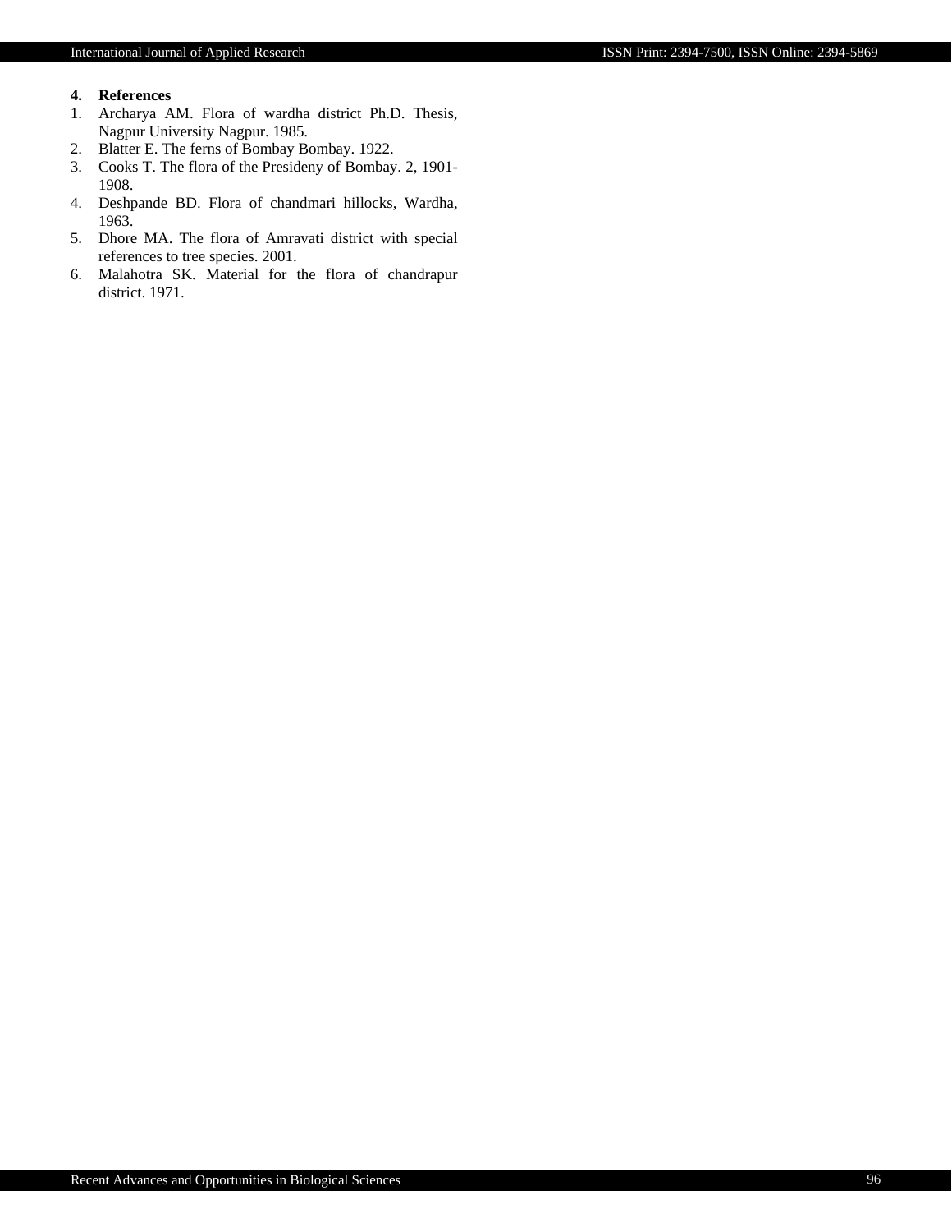## 4. References

1. Archarya AM. Flora of wardha district Ph.D. Thesis, Nagpur University Nagpur. 1985.
2. Blatter E. The ferns of Bombay Bombay. 1922.
3. Cooks T. The flora of the Presideny of Bombay. 2, 1901-1908.
4. Deshpande BD. Flora of chandmari hillocks, Wardha, 1963.
5. Dhore MA. The flora of Amravati district with special references to tree species. 2001.
6. Malahotra SK. Material for the flora of chandrapur district. 1971.